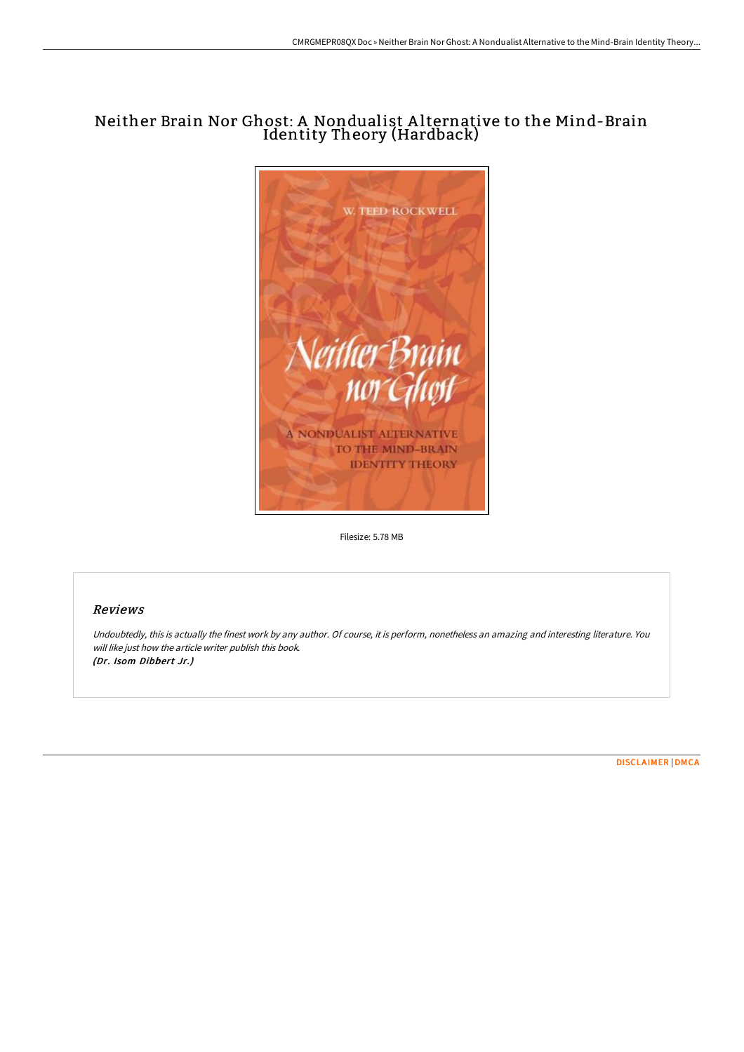# Neither Brain Nor Ghost: A Nondualist Alternative to the Mind-Brain Identity Theory (Hardback)

Filesize: 5.78 MB

## Reviews

*Undoubtedly, this is actually the finest work by any author. Of course, it is perform, nonetheless an amazing and interesting literature. You will like just how the article writer publish this book.*
*(Dr. Isom Dibbert Jr.)*

DISCLAIMER | DMCA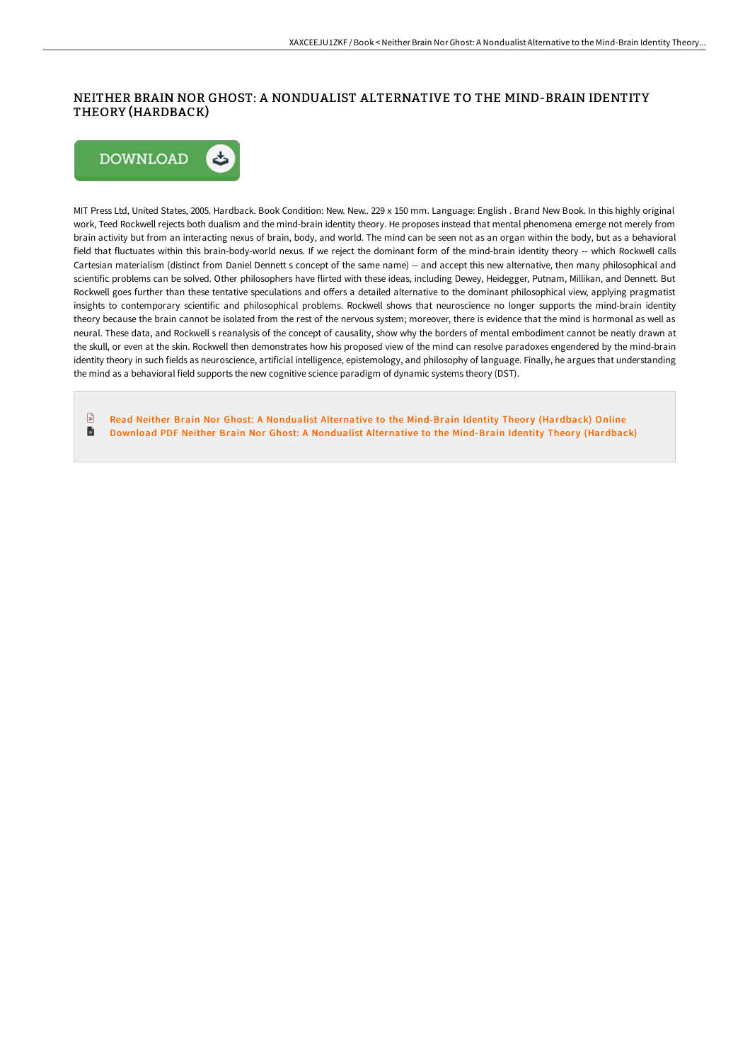# NEITHER BRAIN NOR GHOST: A NONDUALIST ALTERNATIVE TO THE MIND-BRAIN IDENTITY THEORY (HARDBACK)

DOWNLOAD

MIT Press Ltd, United States, 2005. Hardback. Book Condition: New. New.. 229 x 150 mm. Language: English . Brand New Book. In this highly original work, Teed Rockwell rejects both dualism and the mind-brain identity theory. He proposes instead that mental phenomena emerge not merely from brain activity but from an interacting nexus of brain, body, and world. The mind can be seen not as an organ within the body, but as a behavioral field that fluctuates within this brain-body-world nexus. If we reject the dominant form of the mind-brain identity theory -- which Rockwell calls Cartesian materialism (distinct from Daniel Dennett s concept of the same name) -- and accept this new alternative, then many philosophical and scientific problems can be solved. Other philosophers have flirted with these ideas, including Dewey, Heidegger, Putnam, Millikan, and Dennett. But Rockwell goes further than these tentative speculations and offers a detailed alternative to the dominant philosophical view, applying pragmatist insights to contemporary scientific and philosophical problems. Rockwell shows that neuroscience no longer supports the mind-brain identity theory because the brain cannot be isolated from the rest of the nervous system; moreover, there is evidence that the mind is hormonal as well as neural. These data, and Rockwell s reanalysis of the concept of causality, show why the borders of mental embodiment cannot be neatly drawn at the skull, or even at the skin. Rockwell then demonstrates how his proposed view of the mind can resolve paradoxes engendered by the mind-brain identity theory in such fields as neuroscience, artificial intelligence, epistemology, and philosophy of language. Finally, he argues that understanding the mind as a behavioral field supports the new cognitive science paradigm of dynamic systems theory (DST).

- Read Neither Brain Nor Ghost: A Nondualist Alternative to the Mind-Brain Identity Theory (Hardback) Online
- Download PDF Neither Brain Nor Ghost: A Nondualist Alternative to the Mind-Brain Identity Theory (Hardback)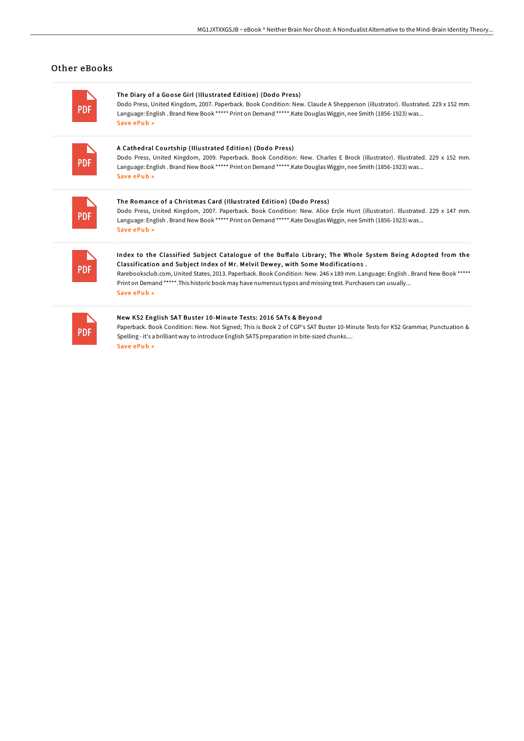## Other eBooks

### The Diary of a Goose Girl (Illustrated Edition) (Dodo Press)

Dodo Press, United Kingdom, 2007. Paperback. Book Condition: New. Claude A Shepperson (illustrator). Illustrated. 229 x 152 mm. Language: English . Brand New Book ***** Print on Demand *****.Kate Douglas Wiggin, nee Smith (1856-1923) was...

Save ePub »

### A Cathedral Courtship (Illustrated Edition) (Dodo Press)

Dodo Press, United Kingdom, 2009. Paperback. Book Condition: New. Charles E Brock (illustrator). Illustrated. 229 x 152 mm. Language: English . Brand New Book ***** Print on Demand *****.Kate Douglas Wiggin, nee Smith (1856-1923) was...

Save ePub »

### The Romance of a Christmas Card (Illustrated Edition) (Dodo Press)

Dodo Press, United Kingdom, 2007. Paperback. Book Condition: New. Alice Ercle Hunt (illustrator). Illustrated. 229 x 147 mm. Language: English . Brand New Book ***** Print on Demand *****.Kate Douglas Wiggin, nee Smith (1856-1923) was...

Save ePub »

### Index to the Classified Subject Catalogue of the Buffalo Library; The Whole System Being Adopted from the Classification and Subject Index of Mr. Melvil Dewey, with Some Modifications .

Rarebooksclub.com, United States, 2013. Paperback. Book Condition: New. 246 x 189 mm. Language: English . Brand New Book ***** Print on Demand *****.This historic book may have numerous typos and missing text. Purchasers can usually...

Save ePub »

### New KS2 English SAT Buster 10-Minute Tests: 2016 SATs & Beyond

Paperback. Book Condition: New. Not Signed; This is Book 2 of CGP's SAT Buster 10-Minute Tests for KS2 Grammar, Punctuation & Spelling - it's a brilliant way to introduce English SATS preparation in bite-sized chunks....

Save ePub »